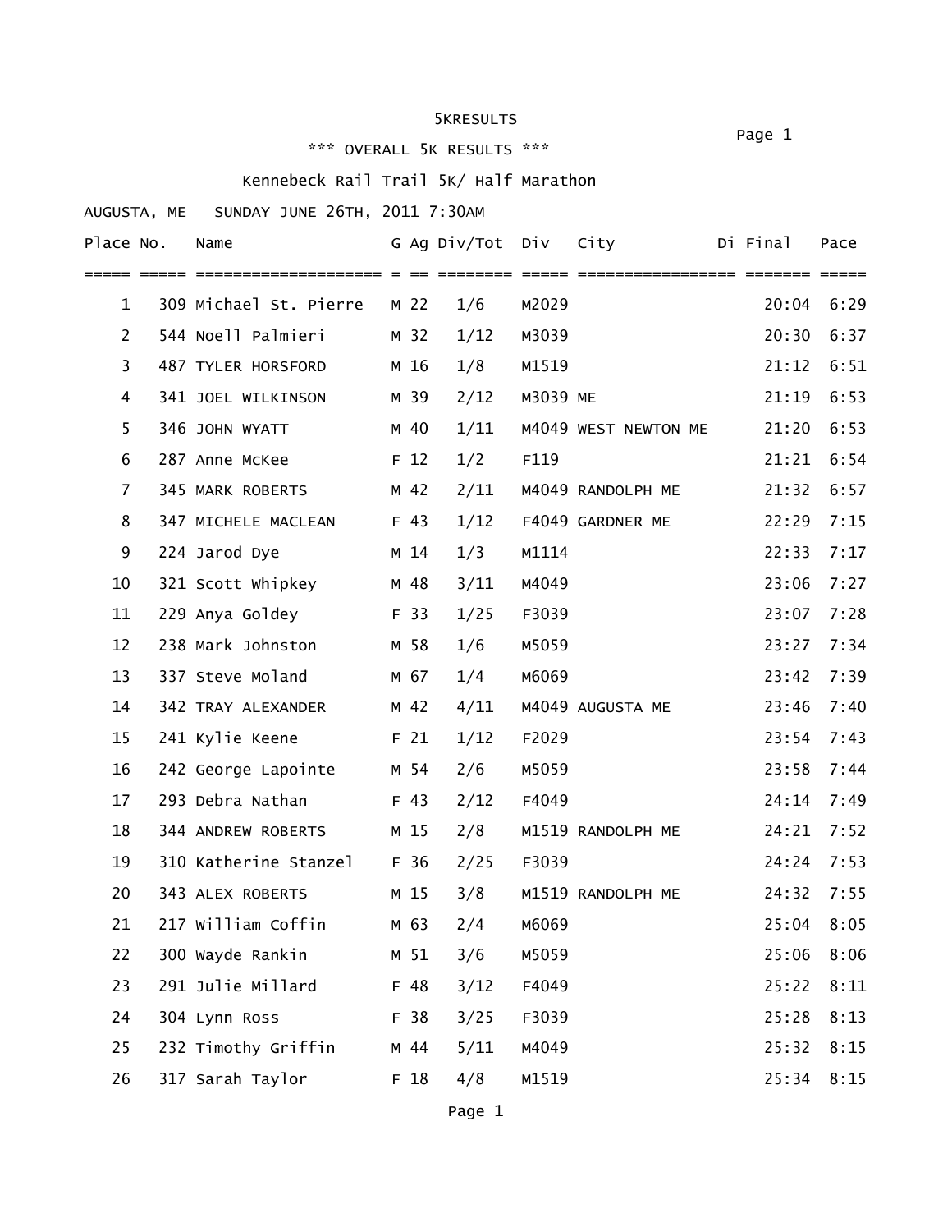5KRESULTS

*** OVERALL 5K RESULTS ***

Kennebeck Rail Trail 5K/ Half Marathon

AUGUSTA, ME   SUNDAY JUNE 26TH, 2011 7:30AM

| Place | No. | Name | G | Ag | Div/Tot | Div | City | Di | Final | Pace |
|---|---|---|---|---|---|---|---|---|---|---|
| 1 | 309 | Michael St. Pierre | M | 22 | 1/6 | M2029 | | | 20:04 | 6:29 |
| 2 | 544 | Noell Palmieri | M | 32 | 1/12 | M3039 | | | 20:30 | 6:37 |
| 3 | 487 | TYLER HORSFORD | M | 16 | 1/8 | M1519 | | | 21:12 | 6:51 |
| 4 | 341 | JOEL WILKINSON | M | 39 | 2/12 | M3039 | ME | | 21:19 | 6:53 |
| 5 | 346 | JOHN WYATT | M | 40 | 1/11 | M4049 | WEST NEWTON ME | | 21:20 | 6:53 |
| 6 | 287 | Anne McKee | F | 12 | 1/2 | F119 | | | 21:21 | 6:54 |
| 7 | 345 | MARK ROBERTS | M | 42 | 2/11 | M4049 | RANDOLPH ME | | 21:32 | 6:57 |
| 8 | 347 | MICHELE MACLEAN | F | 43 | 1/12 | F4049 | GARDNER ME | | 22:29 | 7:15 |
| 9 | 224 | Jarod Dye | M | 14 | 1/3 | M1114 | | | 22:33 | 7:17 |
| 10 | 321 | Scott Whipkey | M | 48 | 3/11 | M4049 | | | 23:06 | 7:27 |
| 11 | 229 | Anya Goldey | F | 33 | 1/25 | F3039 | | | 23:07 | 7:28 |
| 12 | 238 | Mark Johnston | M | 58 | 1/6 | M5059 | | | 23:27 | 7:34 |
| 13 | 337 | Steve Moland | M | 67 | 1/4 | M6069 | | | 23:42 | 7:39 |
| 14 | 342 | TRAY ALEXANDER | M | 42 | 4/11 | M4049 | AUGUSTA ME | | 23:46 | 7:40 |
| 15 | 241 | Kylie Keene | F | 21 | 1/12 | F2029 | | | 23:54 | 7:43 |
| 16 | 242 | George Lapointe | M | 54 | 2/6 | M5059 | | | 23:58 | 7:44 |
| 17 | 293 | Debra Nathan | F | 43 | 2/12 | F4049 | | | 24:14 | 7:49 |
| 18 | 344 | ANDREW ROBERTS | M | 15 | 2/8 | M1519 | RANDOLPH ME | | 24:21 | 7:52 |
| 19 | 310 | Katherine Stanzel | F | 36 | 2/25 | F3039 | | | 24:24 | 7:53 |
| 20 | 343 | ALEX ROBERTS | M | 15 | 3/8 | M1519 | RANDOLPH ME | | 24:32 | 7:55 |
| 21 | 217 | William Coffin | M | 63 | 2/4 | M6069 | | | 25:04 | 8:05 |
| 22 | 300 | Wayde Rankin | M | 51 | 3/6 | M5059 | | | 25:06 | 8:06 |
| 23 | 291 | Julie Millard | F | 48 | 3/12 | F4049 | | | 25:22 | 8:11 |
| 24 | 304 | Lynn Ross | F | 38 | 3/25 | F3039 | | | 25:28 | 8:13 |
| 25 | 232 | Timothy Griffin | M | 44 | 5/11 | M4049 | | | 25:32 | 8:15 |
| 26 | 317 | Sarah Taylor | F | 18 | 4/8 | M1519 | | | 25:34 | 8:15 |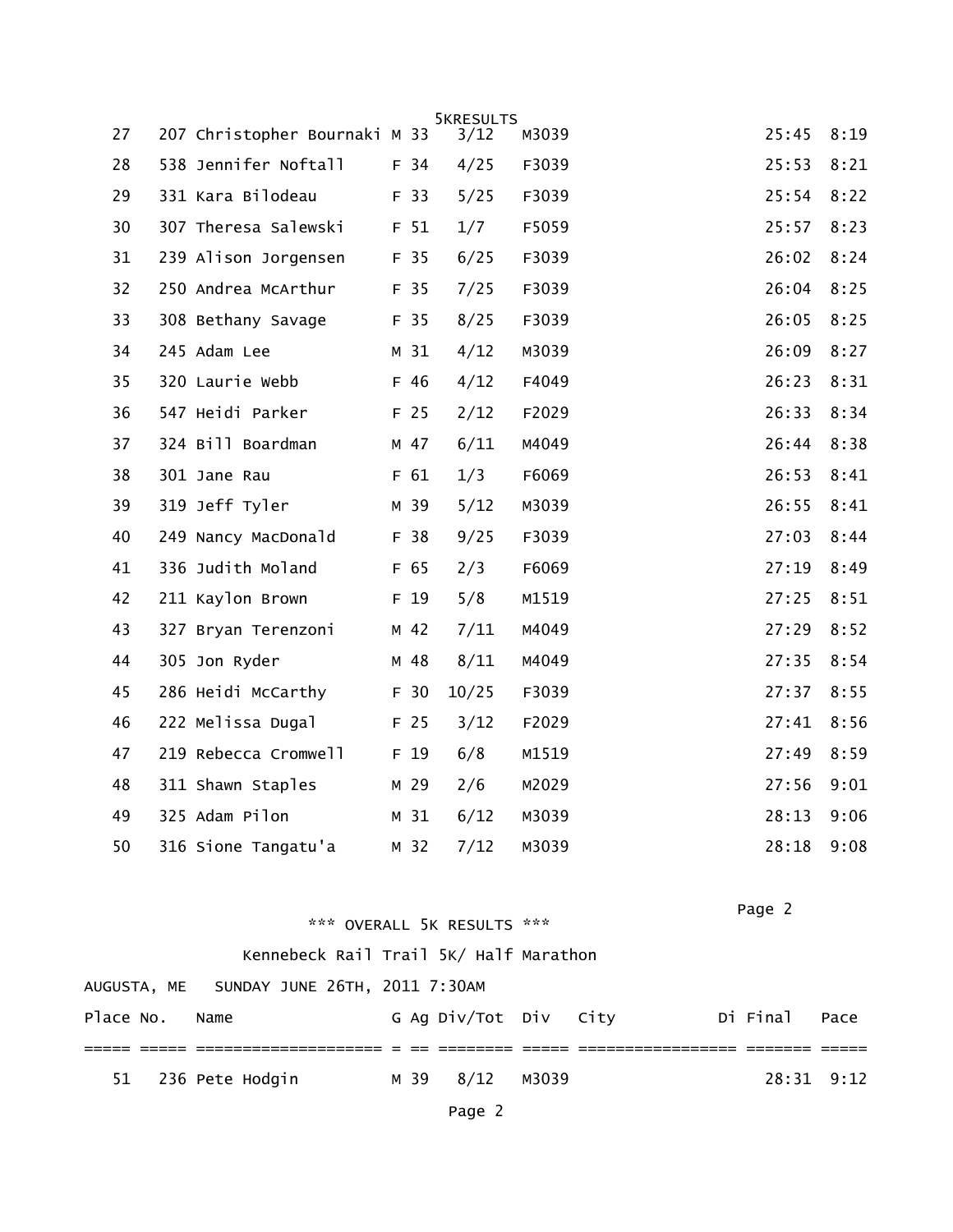5KRESULTS

| | | | | | | | | | | |
|---|---|---|---|---|---|---|---|---|---|---|
| 27 | 207 | Christopher Bournaki | M | 33 | 3/12 | M3039 | | | 25:45 | 8:19 |
| 28 | 538 | Jennifer Noftall | F | 34 | 4/25 | F3039 | | | 25:53 | 8:21 |
| 29 | 331 | Kara Bilodeau | F | 33 | 5/25 | F3039 | | | 25:54 | 8:22 |
| 30 | 307 | Theresa Salewski | F | 51 | 1/7 | F5059 | | | 25:57 | 8:23 |
| 31 | 239 | Alison Jorgensen | F | 35 | 6/25 | F3039 | | | 26:02 | 8:24 |
| 32 | 250 | Andrea McArthur | F | 35 | 7/25 | F3039 | | | 26:04 | 8:25 |
| 33 | 308 | Bethany Savage | F | 35 | 8/25 | F3039 | | | 26:05 | 8:25 |
| 34 | 245 | Adam Lee | M | 31 | 4/12 | M3039 | | | 26:09 | 8:27 |
| 35 | 320 | Laurie Webb | F | 46 | 4/12 | F4049 | | | 26:23 | 8:31 |
| 36 | 547 | Heidi Parker | F | 25 | 2/12 | F2029 | | | 26:33 | 8:34 |
| 37 | 324 | Bill Boardman | M | 47 | 6/11 | M4049 | | | 26:44 | 8:38 |
| 38 | 301 | Jane Rau | F | 61 | 1/3 | F6069 | | | 26:53 | 8:41 |
| 39 | 319 | Jeff Tyler | M | 39 | 5/12 | M3039 | | | 26:55 | 8:41 |
| 40 | 249 | Nancy MacDonald | F | 38 | 9/25 | F3039 | | | 27:03 | 8:44 |
| 41 | 336 | Judith Moland | F | 65 | 2/3 | F6069 | | | 27:19 | 8:49 |
| 42 | 211 | Kaylon Brown | F | 19 | 5/8 | M1519 | | | 27:25 | 8:51 |
| 43 | 327 | Bryan Terenzoni | M | 42 | 7/11 | M4049 | | | 27:29 | 8:52 |
| 44 | 305 | Jon Ryder | M | 48 | 8/11 | M4049 | | | 27:35 | 8:54 |
| 45 | 286 | Heidi McCarthy | F | 30 | 10/25 | F3039 | | | 27:37 | 8:55 |
| 46 | 222 | Melissa Dugal | F | 25 | 3/12 | F2029 | | | 27:41 | 8:56 |
| 47 | 219 | Rebecca Cromwell | F | 19 | 6/8 | M1519 | | | 27:49 | 8:59 |
| 48 | 311 | Shawn Staples | M | 29 | 2/6 | M2029 | | | 27:56 | 9:01 |
| 49 | 325 | Adam Pilon | M | 31 | 6/12 | M3039 | | | 28:13 | 9:06 |
| 50 | 316 | Sione Tangatu'a | M | 32 | 7/12 | M3039 | | | 28:18 | 9:08 |

\*\*\* OVERALL 5K RESULTS \*\*\*

Kennebeck Rail Trail 5K/ Half Marathon

AUGUSTA, ME SUNDAY JUNE 26TH, 2011 7:30AM

| Place | No. | Name | G | Ag | Div/Tot | Div | City | Di | Final | Pace |
|---|---|---|---|---|---|---|---|---|---|---|
| 51 | 236 | Pete Hodgin | M | 39 | 8/12 | M3039 | | | 28:31 | 9:12 |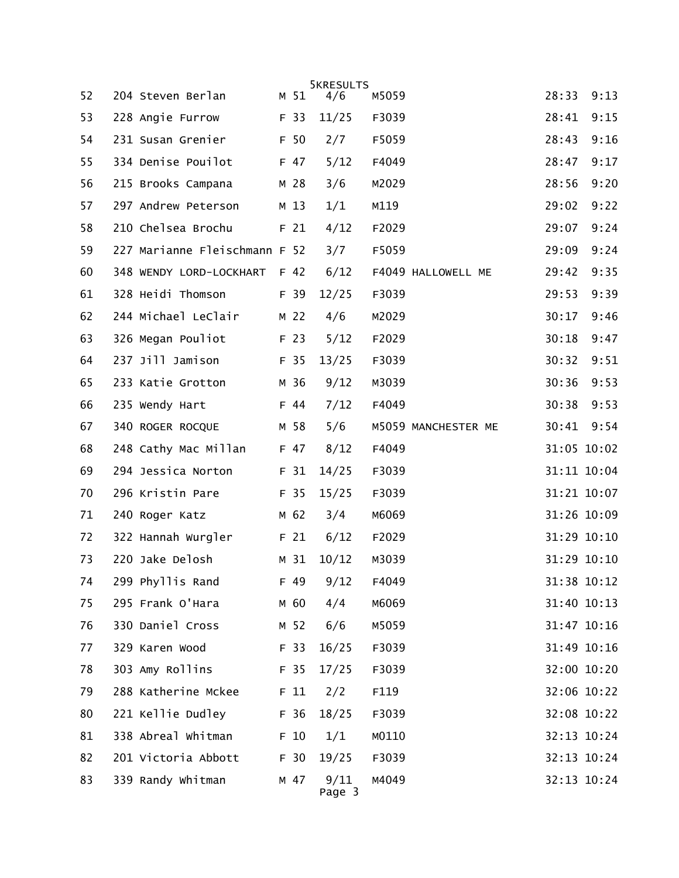5KRESULTS

| | | | | | | | | | |
|---|---|---|---|---|---|---|---|---|---|
| 52 | 204 | Steven Berlan | M | 51 | 4/6 | M5059 | | 28:33 | 9:13 |
| 53 | 228 | Angie Furrow | F | 33 | 11/25 | F3039 | | 28:41 | 9:15 |
| 54 | 231 | Susan Grenier | F | 50 | 2/7 | F5059 | | 28:43 | 9:16 |
| 55 | 334 | Denise Pouilot | F | 47 | 5/12 | F4049 | | 28:47 | 9:17 |
| 56 | 215 | Brooks Campana | M | 28 | 3/6 | M2029 | | 28:56 | 9:20 |
| 57 | 297 | Andrew Peterson | M | 13 | 1/1 | M119 | | 29:02 | 9:22 |
| 58 | 210 | Chelsea Brochu | F | 21 | 4/12 | F2029 | | 29:07 | 9:24 |
| 59 | 227 | Marianne Fleischmann | F | 52 | 3/7 | F5059 | | 29:09 | 9:24 |
| 60 | 348 | WENDY LORD-LOCKHART | F | 42 | 6/12 | F4049 | HALLOWELL ME | 29:42 | 9:35 |
| 61 | 328 | Heidi Thomson | F | 39 | 12/25 | F3039 | | 29:53 | 9:39 |
| 62 | 244 | Michael LeClair | M | 22 | 4/6 | M2029 | | 30:17 | 9:46 |
| 63 | 326 | Megan Pouliot | F | 23 | 5/12 | F2029 | | 30:18 | 9:47 |
| 64 | 237 | Jill Jamison | F | 35 | 13/25 | F3039 | | 30:32 | 9:51 |
| 65 | 233 | Katie Grotton | M | 36 | 9/12 | M3039 | | 30:36 | 9:53 |
| 66 | 235 | Wendy Hart | F | 44 | 7/12 | F4049 | | 30:38 | 9:53 |
| 67 | 340 | ROGER ROCQUE | M | 58 | 5/6 | M5059 | MANCHESTER ME | 30:41 | 9:54 |
| 68 | 248 | Cathy Mac Millan | F | 47 | 8/12 | F4049 | | 31:05 | 10:02 |
| 69 | 294 | Jessica Norton | F | 31 | 14/25 | F3039 | | 31:11 | 10:04 |
| 70 | 296 | Kristin Pare | F | 35 | 15/25 | F3039 | | 31:21 | 10:07 |
| 71 | 240 | Roger Katz | M | 62 | 3/4 | M6069 | | 31:26 | 10:09 |
| 72 | 322 | Hannah Wurgler | F | 21 | 6/12 | F2029 | | 31:29 | 10:10 |
| 73 | 220 | Jake Delosh | M | 31 | 10/12 | M3039 | | 31:29 | 10:10 |
| 74 | 299 | Phyllis Rand | F | 49 | 9/12 | F4049 | | 31:38 | 10:12 |
| 75 | 295 | Frank O'Hara | M | 60 | 4/4 | M6069 | | 31:40 | 10:13 |
| 76 | 330 | Daniel Cross | M | 52 | 6/6 | M5059 | | 31:47 | 10:16 |
| 77 | 329 | Karen Wood | F | 33 | 16/25 | F3039 | | 31:49 | 10:16 |
| 78 | 303 | Amy Rollins | F | 35 | 17/25 | F3039 | | 32:00 | 10:20 |
| 79 | 288 | Katherine Mckee | F | 11 | 2/2 | F119 | | 32:06 | 10:22 |
| 80 | 221 | Kellie Dudley | F | 36 | 18/25 | F3039 | | 32:08 | 10:22 |
| 81 | 338 | Abreal Whitman | F | 10 | 1/1 | M0110 | | 32:13 | 10:24 |
| 82 | 201 | Victoria Abbott | F | 30 | 19/25 | F3039 | | 32:13 | 10:24 |
| 83 | 339 | Randy Whitman | M | 47 | 9/11 | M4049 | | 32:13 | 10:24 |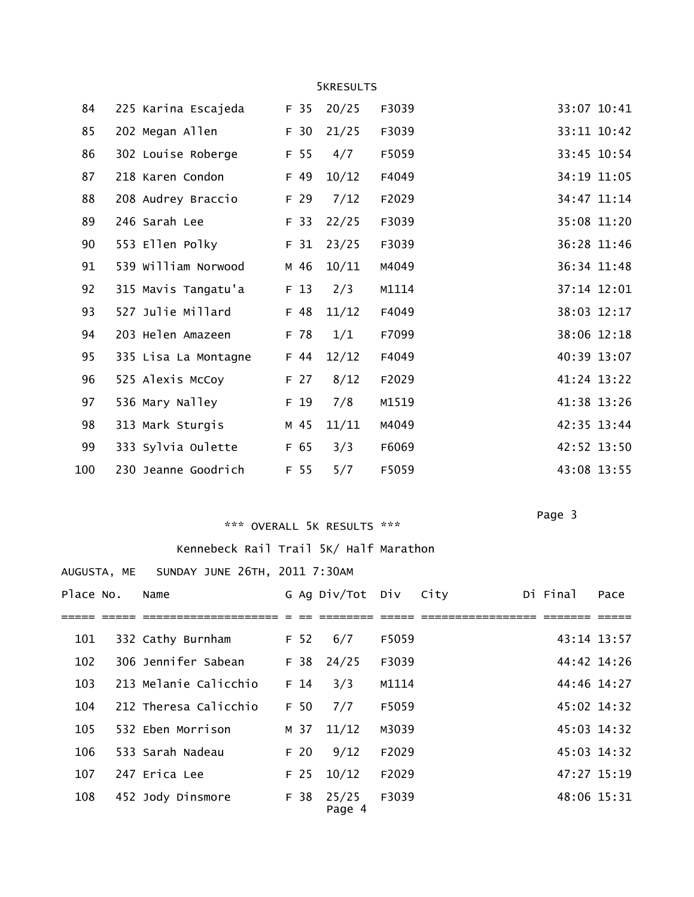| Place | No. | Name | G | Ag | Div/Tot | Div | City | Di | Final | Pace |
|---|---|---|---|---|---|---|---|---|---|---|
| 84 | 225 | Karina Escajeda | F | 35 | 20/25 | F3039 | | | 33:07 | 10:41 |
| 85 | 202 | Megan Allen | F | 30 | 21/25 | F3039 | | | 33:11 | 10:42 |
| 86 | 302 | Louise Roberge | F | 55 | 4/7 | F5059 | | | 33:45 | 10:54 |
| 87 | 218 | Karen Condon | F | 49 | 10/12 | F4049 | | | 34:19 | 11:05 |
| 88 | 208 | Audrey Braccio | F | 29 | 7/12 | F2029 | | | 34:47 | 11:14 |
| 89 | 246 | Sarah Lee | F | 33 | 22/25 | F3039 | | | 35:08 | 11:20 |
| 90 | 553 | Ellen Polky | F | 31 | 23/25 | F3039 | | | 36:28 | 11:46 |
| 91 | 539 | William Norwood | M | 46 | 10/11 | M4049 | | | 36:34 | 11:48 |
| 92 | 315 | Mavis Tangatu'a | F | 13 | 2/3 | M1114 | | | 37:14 | 12:01 |
| 93 | 527 | Julie Millard | F | 48 | 11/12 | F4049 | | | 38:03 | 12:17 |
| 94 | 203 | Helen Amazeen | F | 78 | 1/1 | F7099 | | | 38:06 | 12:18 |
| 95 | 335 | Lisa La Montagne | F | 44 | 12/12 | F4049 | | | 40:39 | 13:07 |
| 96 | 525 | Alexis McCoy | F | 27 | 8/12 | F2029 | | | 41:24 | 13:22 |
| 97 | 536 | Mary Nalley | F | 19 | 7/8 | M1519 | | | 41:38 | 13:26 |
| 98 | 313 | Mark Sturgis | M | 45 | 11/11 | M4049 | | | 42:35 | 13:44 |
| 99 | 333 | Sylvia Oulette | F | 65 | 3/3 | F6069 | | | 42:52 | 13:50 |
| 100 | 230 | Jeanne Goodrich | F | 55 | 5/7 | F5059 | | | 43:08 | 13:55 |

\*\*\* OVERALL 5K RESULTS \*\*\*

Kennebeck Rail Trail 5K/ Half Marathon

AUGUSTA, ME SUNDAY JUNE 26TH, 2011 7:30AM

| Place | No. | Name | G | Ag | Div/Tot | Div | City | Di | Final | Pace |
|---|---|---|---|---|---|---|---|---|---|---|
| 101 | 332 | Cathy Burnham | F | 52 | 6/7 | F5059 | | | 43:14 | 13:57 |
| 102 | 306 | Jennifer Sabean | F | 38 | 24/25 | F3039 | | | 44:42 | 14:26 |
| 103 | 213 | Melanie Calicchio | F | 14 | 3/3 | M1114 | | | 44:46 | 14:27 |
| 104 | 212 | Theresa Calicchio | F | 50 | 7/7 | F5059 | | | 45:02 | 14:32 |
| 105 | 532 | Eben Morrison | M | 37 | 11/12 | M3039 | | | 45:03 | 14:32 |
| 106 | 533 | Sarah Nadeau | F | 20 | 9/12 | F2029 | | | 45:03 | 14:32 |
| 107 | 247 | Erica Lee | F | 25 | 10/12 | F2029 | | | 47:27 | 15:19 |
| 108 | 452 | Jody Dinsmore | F | 38 | 25/25 | F3039 | | | 48:06 | 15:31 |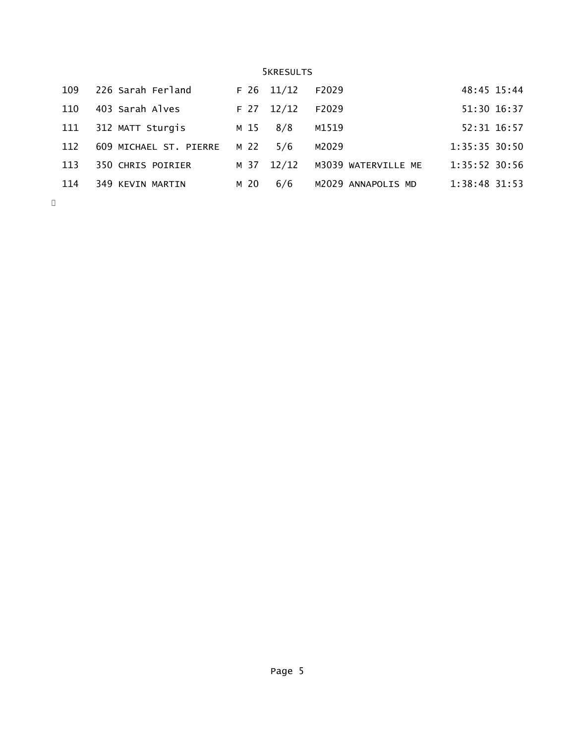| | | | | | | | | | |
|---|---|---|---|---|---|---|---|---|---|
| 109 | 226 | Sarah Ferland | F | 26 | 11/12 | F2029 | | 48:45 | 15:44 |
| 110 | 403 | Sarah Alves | F | 27 | 12/12 | F2029 | | 51:30 | 16:37 |
| 111 | 312 | MATT Sturgis | M | 15 | 8/8 | M1519 | | 52:31 | 16:57 |
| 112 | 609 | MICHAEL ST. PIERRE | M | 22 | 5/6 | M2029 | | 1:35:35 | 30:50 |
| 113 | 350 | CHRIS POIRIER | M | 37 | 12/12 | M3039 | WATERVILLE ME | 1:35:52 | 30:56 |
| 114 | 349 | KEVIN MARTIN | M | 20 | 6/6 | M2029 | ANNAPOLIS MD | 1:38:48 | 31:53 |